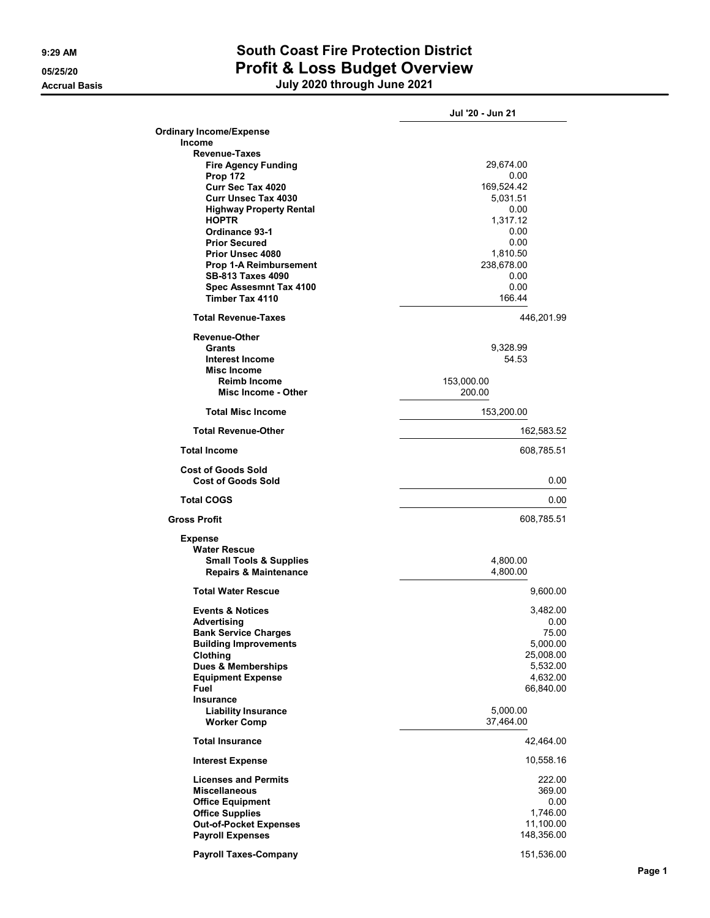# South Coast Fire Protection District

## Profit & Loss Budget Overview

### July 2020 through June 2021

9:29 AM
05/25/20
Accrual Basis

| | | | Jul '20 - Jun 21 | |
|---|---|---|---|---|
| **Ordinary Income/Expense** | | | | |
| **Income** | | | | |
| **Revenue-Taxes** | | | | |
| **Fire Agency Funding** | | | 29,674.00 | |
| **Prop 172** | | | 0.00 | |
| **Curr Sec Tax 4020** | | | 169,524.42 | |
| **Curr Unsec Tax 4030** | | | 5,031.51 | |
| **Highway Property Rental** | | | 0.00 | |
| **HOPTR** | | | 1,317.12 | |
| **Ordinance 93-1** | | | 0.00 | |
| **Prior Secured** | | | 0.00 | |
| **Prior Unsec 4080** | | | 1,810.50 | |
| **Prop 1-A Reimbursement** | | | 238,678.00 | |
| **SB-813 Taxes 4090** | | | 0.00 | |
| **Spec Assesmnt Tax 4100** | | | 0.00 | |
| **Timber Tax 4110** | | | 166.44 | |
| **Total Revenue-Taxes** | | | | 446,201.99 |
| **Revenue-Other** | | | | |
| **Grants** | | | 9,328.99 | |
| **Interest Income** | | | 54.53 | |
| **Misc Income** | | | | |
| **Reimb Income** | | 153,000.00 | | |
| **Misc Income - Other** | | 200.00 | | |
| **Total Misc Income** | | | 153,200.00 | |
| **Total Revenue-Other** | | | | 162,583.52 |
| **Total Income** | | | | 608,785.51 |
| **Cost of Goods Sold** | | | | |
| **Cost of Goods Sold** | | | | 0.00 |
| **Total COGS** | | | | 0.00 |
| **Gross Profit** | | | | 608,785.51 |
| **Expense** | | | | |
| **Water Rescue** | | | | |
| **Small Tools & Supplies** | | | 4,800.00 | |
| **Repairs & Maintenance** | | | 4,800.00 | |
| **Total Water Rescue** | | | | 9,600.00 |
| **Events & Notices** | | | | 3,482.00 |
| **Advertising** | | | | 0.00 |
| **Bank Service Charges** | | | | 75.00 |
| **Building Improvements** | | | | 5,000.00 |
| **Clothing** | | | | 25,008.00 |
| **Dues & Memberships** | | | | 5,532.00 |
| **Equipment Expense** | | | | 4,632.00 |
| **Fuel** | | | | 66,840.00 |
| **Insurance** | | | | |
| **Liability Insurance** | | | 5,000.00 | |
| **Worker Comp** | | | 37,464.00 | |
| **Total Insurance** | | | | 42,464.00 |
| **Interest Expense** | | | | 10,558.16 |
| **Licenses and Permits** | | | | 222.00 |
| **Miscellaneous** | | | | 369.00 |
| **Office Equipment** | | | | 0.00 |
| **Office Supplies** | | | | 1,746.00 |
| **Out-of-Pocket Expenses** | | | | 11,100.00 |
| **Payroll Expenses** | | | | 148,356.00 |
| **Payroll Taxes-Company** | | | | 151,536.00 |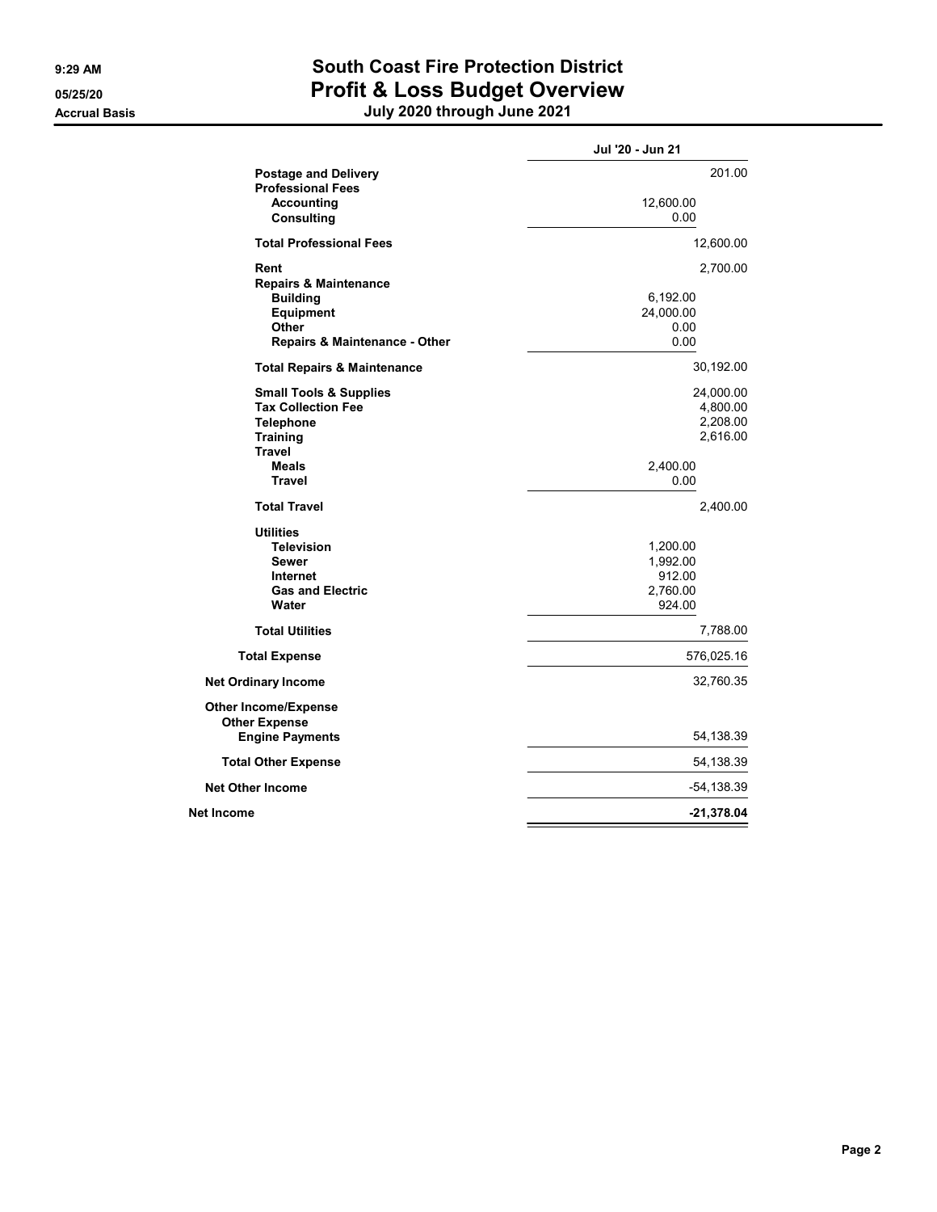9:29 AM
05/25/20
Accrual Basis

# South Coast Fire Protection District
## Profit & Loss Budget Overview
### July 2020 through June 2021

| | | Jul '20 - Jun 21 |
|---|---|---|
| **Postage and Delivery** | | 201.00 |
| **Professional Fees** | | |
| **Accounting** | 12,600.00 | |
| **Consulting** | 0.00 | |
| **Total Professional Fees** | | 12,600.00 |
| **Rent** | | 2,700.00 |
| **Repairs & Maintenance** | | |
| **Building** | 6,192.00 | |
| **Equipment** | 24,000.00 | |
| **Other** | 0.00 | |
| **Repairs & Maintenance - Other** | 0.00 | |
| **Total Repairs & Maintenance** | | 30,192.00 |
| **Small Tools & Supplies** | | 24,000.00 |
| **Tax Collection Fee** | | 4,800.00 |
| **Telephone** | | 2,208.00 |
| **Training** | | 2,616.00 |
| **Travel** | | |
| **Meals** | 2,400.00 | |
| **Travel** | 0.00 | |
| **Total Travel** | | 2,400.00 |
| **Utilities** | | |
| **Television** | 1,200.00 | |
| **Sewer** | 1,992.00 | |
| **Internet** | 912.00 | |
| **Gas and Electric** | 2,760.00 | |
| **Water** | 924.00 | |
| **Total Utilities** | | 7,788.00 |
| **Total Expense** | | 576,025.16 |
| **Net Ordinary Income** | | 32,760.35 |
| **Other Income/Expense** | | |
| **Other Expense** | | |
| **Engine Payments** | | 54,138.39 |
| **Total Other Expense** | | 54,138.39 |
| **Net Other Income** | | -54,138.39 |
| **Net Income** | | **-21,378.04** |